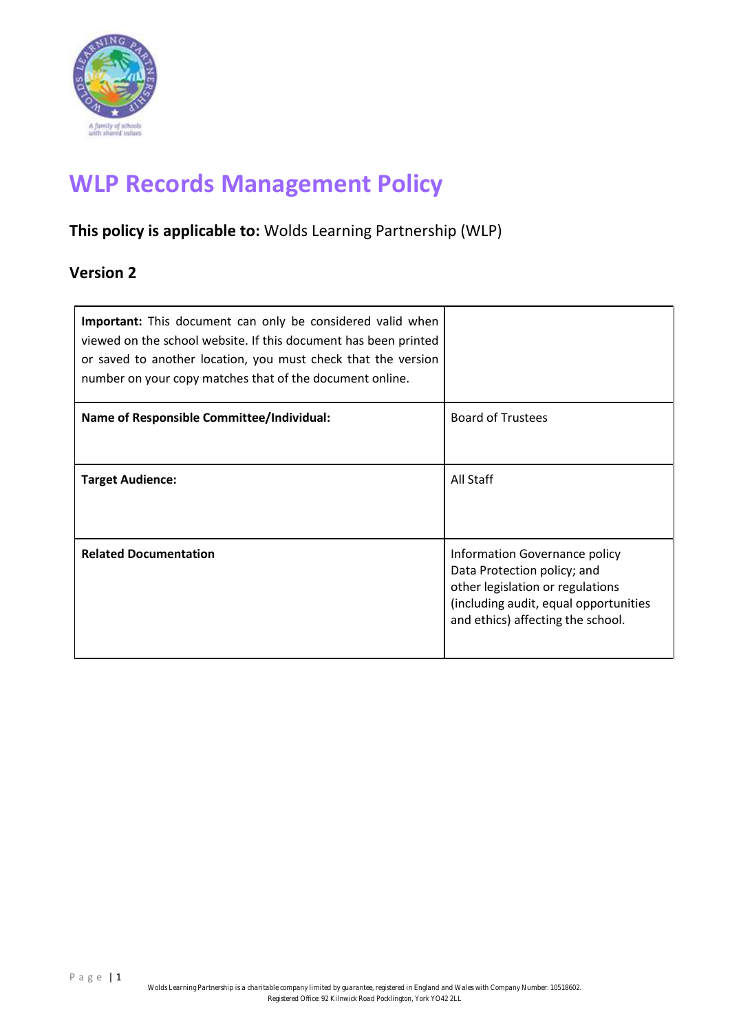# WLP Records Management Policy

**This policy is applicable to:** Wolds Learning Partnership (WLP)

## Version 2

| **Important:** This document can only be considered valid when viewed on the school website. If this document has been printed or saved to another location, you must check that the version number on your copy matches that of the document online. | |
|---|---|
| **Name of Responsible Committee/Individual:** | Board of Trustees |
| **Target Audience:** | All Staff |
| **Related Documentation** | Information Governance policy<br>Data Protection policy; and<br>other legislation or regulations (including audit, equal opportunities and ethics) affecting the school. |

Wolds Learning Partnership is a charitable company limited by guarantee, registered in England and Wales with Company Number: 10518602.
Registered Office: 92 Kilnwick Road Pocklington, York YO42 2LL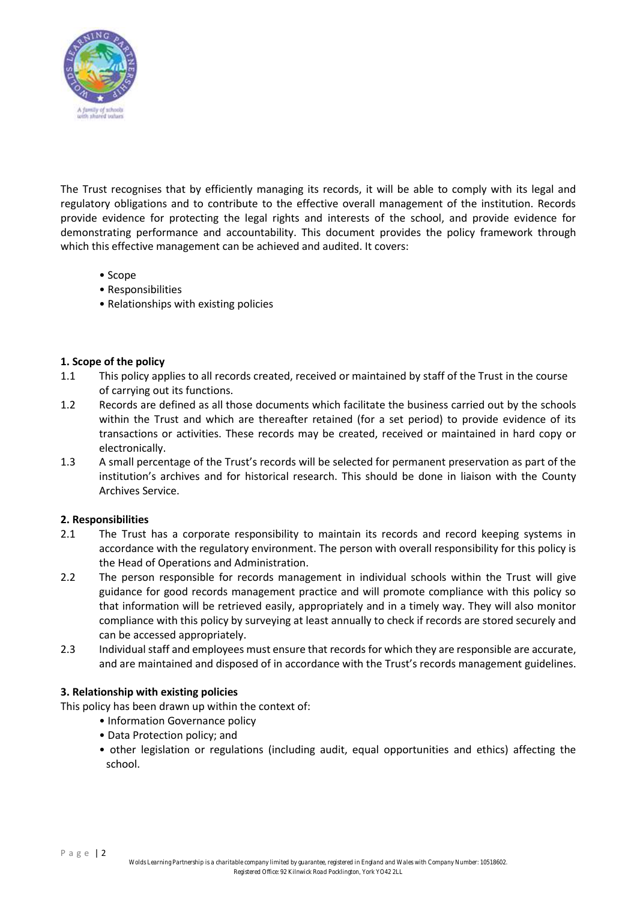The Trust recognises that by efficiently managing its records, it will be able to comply with its legal and regulatory obligations and to contribute to the effective overall management of the institution. Records provide evidence for protecting the legal rights and interests of the school, and provide evidence for demonstrating performance and accountability. This document provides the policy framework through which this effective management can be achieved and audited. It covers:

- Scope
- Responsibilities
- Relationships with existing policies

**1. Scope of the policy**

1.1 This policy applies to all records created, received or maintained by staff of the Trust in the course of carrying out its functions.

1.2 Records are defined as all those documents which facilitate the business carried out by the schools within the Trust and which are thereafter retained (for a set period) to provide evidence of its transactions or activities. These records may be created, received or maintained in hard copy or electronically.

1.3 A small percentage of the Trust's records will be selected for permanent preservation as part of the institution's archives and for historical research. This should be done in liaison with the County Archives Service.

**2. Responsibilities**

2.1 The Trust has a corporate responsibility to maintain its records and record keeping systems in accordance with the regulatory environment. The person with overall responsibility for this policy is the Head of Operations and Administration.

2.2 The person responsible for records management in individual schools within the Trust will give guidance for good records management practice and will promote compliance with this policy so that information will be retrieved easily, appropriately and in a timely way. They will also monitor compliance with this policy by surveying at least annually to check if records are stored securely and can be accessed appropriately.

2.3 Individual staff and employees must ensure that records for which they are responsible are accurate, and are maintained and disposed of in accordance with the Trust's records management guidelines.

**3. Relationship with existing policies**

This policy has been drawn up within the context of:

- Information Governance policy
- Data Protection policy; and
- other legislation or regulations (including audit, equal opportunities and ethics) affecting the school.